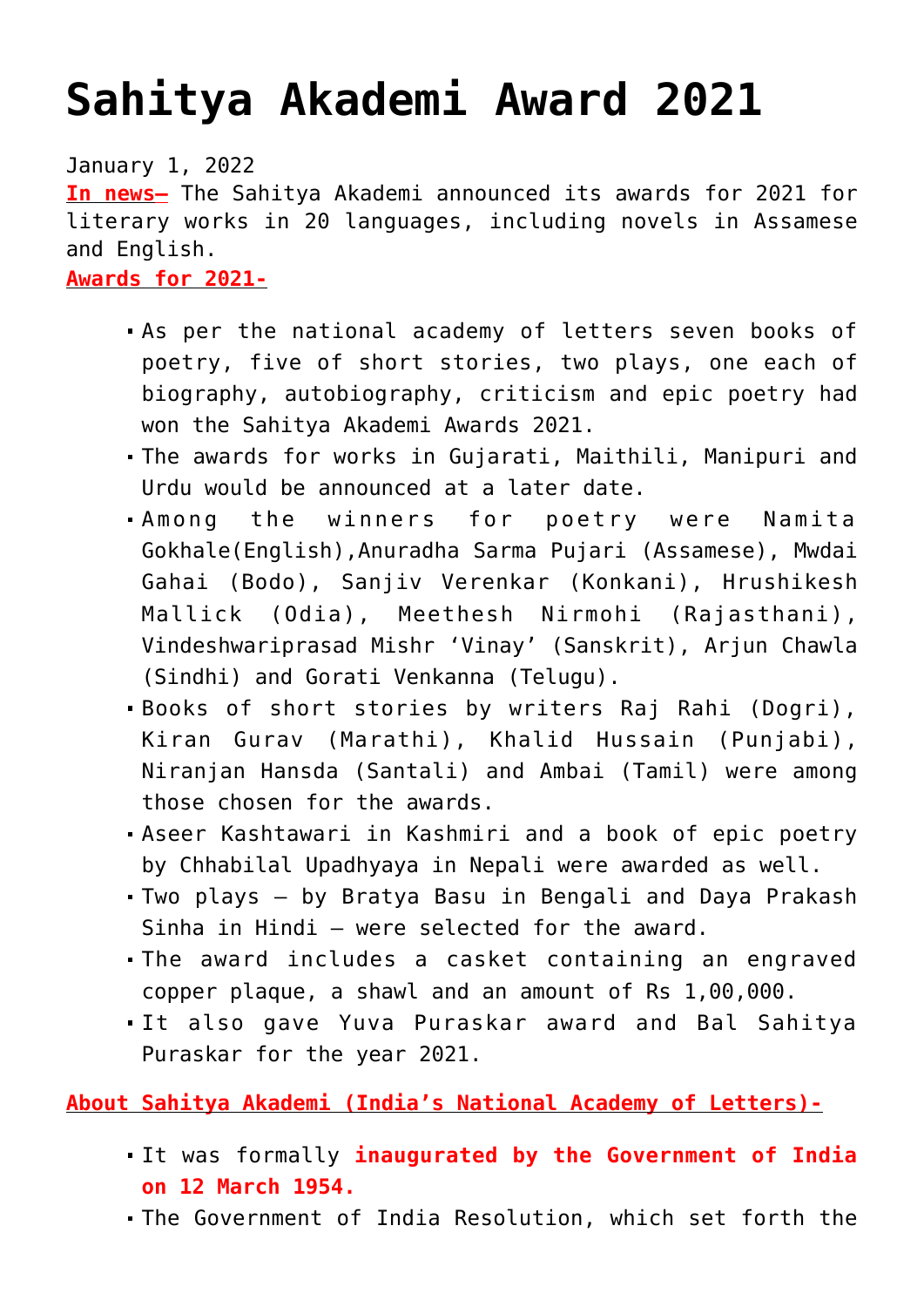# Sahitya Akademi Award 2021

January 1, 2022

**In news–** The Sahitya Akademi announced its awards for 2021 for literary works in 20 languages, including novels in Assamese and English.

**Awards for 2021-**

- As per the national academy of letters seven books of poetry, five of short stories, two plays, one each of biography, autobiography, criticism and epic poetry had won the Sahitya Akademi Awards 2021.
- The awards for works in Gujarati, Maithili, Manipuri and Urdu would be announced at a later date.
- Among the winners for poetry were Namita Gokhale(English),Anuradha Sarma Pujari (Assamese), Mwdai Gahai (Bodo), Sanjiv Verenkar (Konkani), Hrushikesh Mallick (Odia), Meethesh Nirmohi (Rajasthani), Vindeshwariprasad Mishr 'Vinay' (Sanskrit), Arjun Chawla (Sindhi) and Gorati Venkanna (Telugu).
- Books of short stories by writers Raj Rahi (Dogri), Kiran Gurav (Marathi), Khalid Hussain (Punjabi), Niranjan Hansda (Santali) and Ambai (Tamil) were among those chosen for the awards.
- Aseer Kashtawari in Kashmiri and a book of epic poetry by Chhabilal Upadhyaya in Nepali were awarded as well.
- Two plays – by Bratya Basu in Bengali and Daya Prakash Sinha in Hindi – were selected for the award.
- The award includes a casket containing an engraved copper plaque, a shawl and an amount of Rs 1,00,000.
- It also gave Yuva Puraskar award and Bal Sahitya Puraskar for the year 2021.

**About Sahitya Akademi (India's National Academy of Letters)-**

- It was formally **inaugurated by the Government of India on 12 March 1954.**
- The Government of India Resolution, which set forth the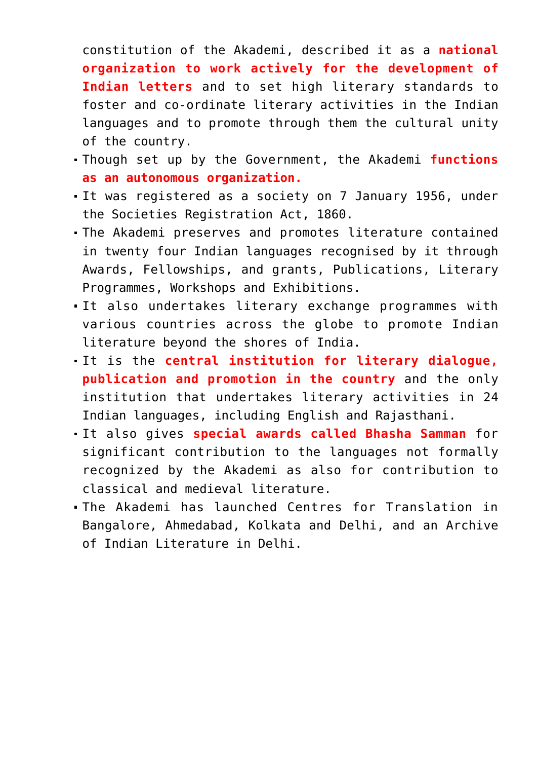constitution of the Akademi, described it as a **national organization to work actively for the development of Indian letters** and to set high literary standards to foster and co-ordinate literary activities in the Indian languages and to promote through them the cultural unity of the country.

- Though set up by the Government, the Akademi **functions as an autonomous organization.**
- It was registered as a society on 7 January 1956, under the Societies Registration Act, 1860.
- The Akademi preserves and promotes literature contained in twenty four Indian languages recognised by it through Awards, Fellowships, and grants, Publications, Literary Programmes, Workshops and Exhibitions.
- It also undertakes literary exchange programmes with various countries across the globe to promote Indian literature beyond the shores of India.
- It is the **central institution for literary dialogue, publication and promotion in the country** and the only institution that undertakes literary activities in 24 Indian languages, including English and Rajasthani.
- It also gives **special awards called Bhasha Samman** for significant contribution to the languages not formally recognized by the Akademi as also for contribution to classical and medieval literature.
- The Akademi has launched Centres for Translation in Bangalore, Ahmedabad, Kolkata and Delhi, and an Archive of Indian Literature in Delhi.